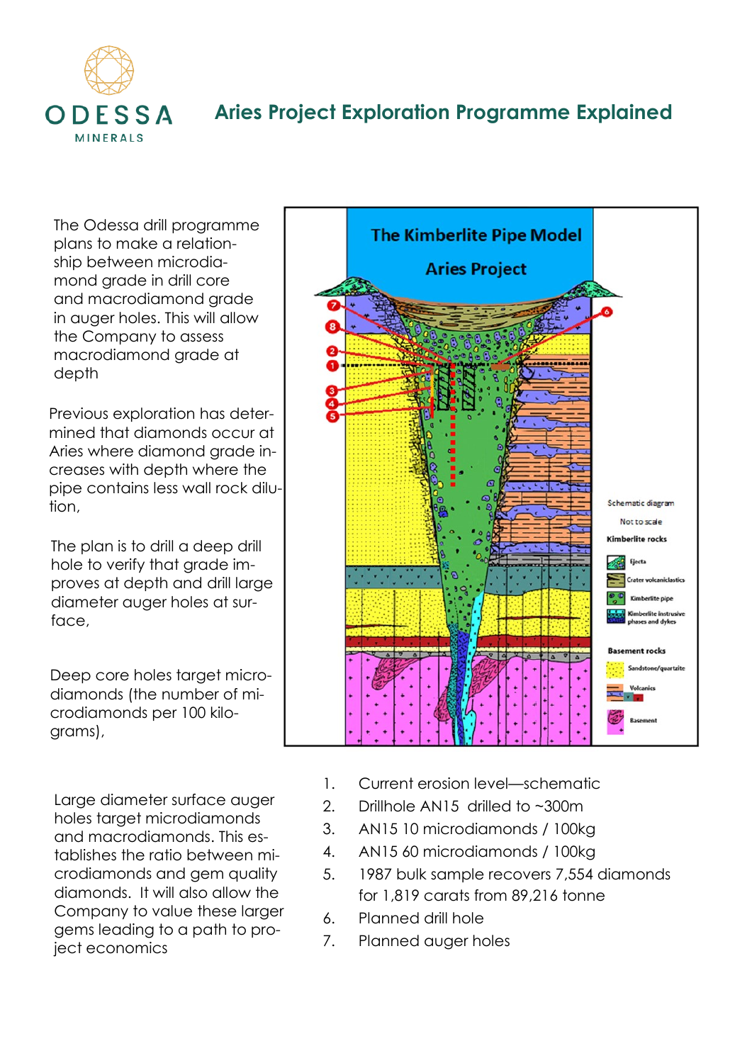# Aries Project Exploration Programme Explained

The Odessa drill programme plans to make a relationship between microdiamond grade in drill core and macrodiamond grade in auger holes. This will allow the Company to assess macrodiamond grade at depth

Previous exploration has determined that diamonds occur at Aries where diamond grade increases with depth where the pipe contains less wall rock dilution,

The plan is to drill a deep drill hole to verify that grade improves at depth and drill large diameter auger holes at surface,

Deep core holes target microdiamonds (the number of microdiamonds per 100 kilograms),

Large diameter surface auger holes target microdiamonds and macrodiamonds. This establishes the ratio between microdiamonds and gem quality diamonds. It will also allow the Company to value these larger gems leading to a path to project economics

1. Current erosion level—schematic
2. Drillhole AN15 drilled to ~300m
3. AN15 10 microdiamonds / 100kg
4. AN15 60 microdiamonds / 100kg
5. 1987 bulk sample recovers 7,554 diamonds for 1,819 carats from 89,216 tonne
6. Planned drill hole
7. Planned auger holes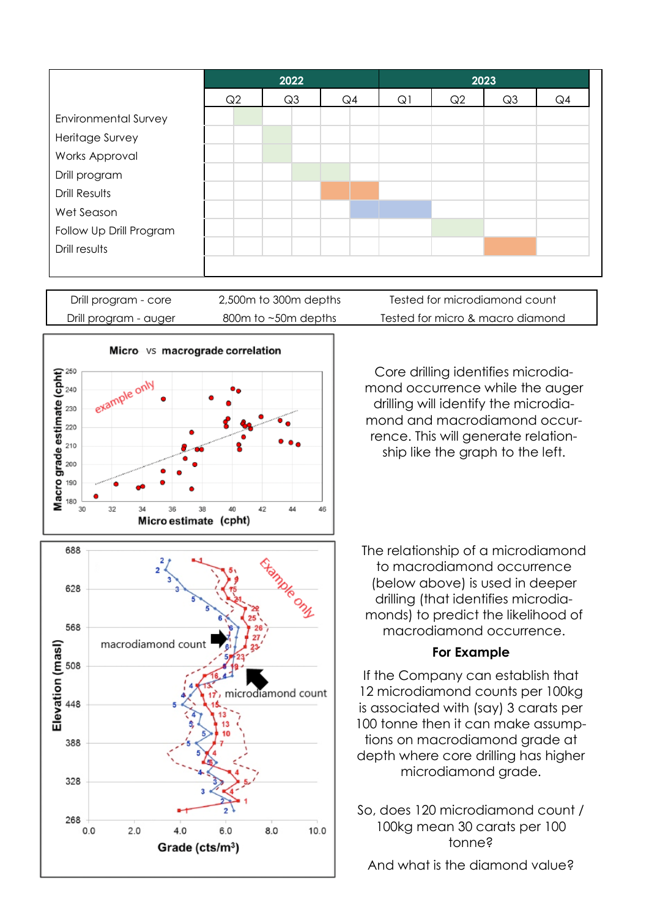| | 2022 | | | 2023 | | | |
|---|---|---|---|---|---|---|---|
| | Q2 | Q3 | Q4 | Q1 | Q2 | Q3 | Q4 |
| Environmental Survey | | | | | | | |
| Heritage Survey | | | | | | | |
| Works Approval | | | | | | | |
| Drill program | | | | | | | |
| Drill Results | | | | | | | |
| Wet Season | | | | | | | |
| Follow Up Drill Program | | | | | | | |
| Drill results | | | | | | | |

| | | |
|---|---|---|
| Drill program - core | 2,500m to 300m depths | Tested for microdiamond count |
| Drill program - auger | 800m to ~50m depths | Tested for micro & macro diamond |

Micro vs macrograde correlation

example only

Macro grade estimate (cpht)

250
240
230
220
210
200
190
180

30 32 34 36 38 40 42 44 46

Micro estimate (cpht)

Core drilling identifies microdiamond occurrence while the auger drilling will identify the microdiamond and macrodiamond occurrence. This will generate relationship like the graph to the left.

Example only

macrodiamond count

microdiamond count

Elevation (masl)

688
628
568
508
448
388
328
268

0.0 2.0 4.0 6.0 8.0 10.0

Grade (cts/m³)

The relationship of a microdiamond to macrodiamond occurrence (below above) is used in deeper drilling (that identifies microdiamonds) to predict the likelihood of macrodiamond occurrence.

**For Example**

If the Company can establish that 12 microdiamond counts per 100kg is associated with (say) 3 carats per 100 tonne then it can make assumptions on macrodiamond grade at depth where core drilling has higher microdiamond grade.

So, does 120 microdiamond count / 100kg mean 30 carats per 100 tonne?

And what is the diamond value?